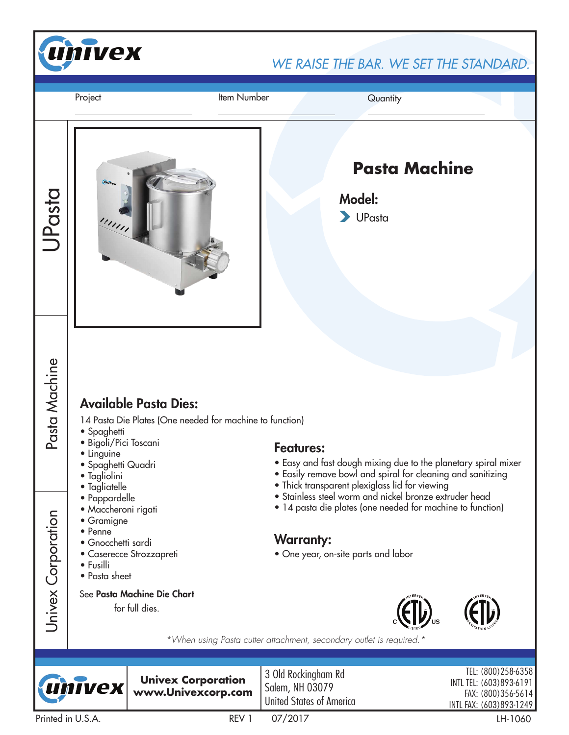# univex

*WE RAISE THE BAR. WE SET THE STANDARD.*

Project ____________ Item Number ____________ Quantity ____________

UPasta

Pasta Machine

Univex Corporation

## Pasta Machine

### Model:

- UPasta

### Available Pasta Dies:

14 Pasta Die Plates (One needed for machine to function)

- Spaghetti
- Bigoli/Pici Toscani
- Linguine
- Spaghetti Quadri
- Tagliolini
- Tagliatelle
- Pappardelle
- Maccheroni rigati
- Gramigne
- Penne
- Gnocchetti sardi
- Caserecce Strozzapreti
- Fusilli
- Pasta sheet

See **Pasta Machine Die Chart** for full dies.

### Features:

- Easy and fast dough mixing due to the planetary spiral mixer
- Easily remove bowl and spiral for cleaning and sanitizing
- Thick transparent plexiglass lid for viewing
- Stainless steel worm and nickel bronze extruder head
- 14 pasta die plates (one needed for machine to function)

### Warranty:

- One year, on-site parts and labor

*\*When using Pasta cutter attachment, secondary outlet is required.\**

**Univex Corporation**
**www.Univexcorp.com**

3 Old Rockingham Rd
Salem, NH 03079
United States of America

TEL: (800)258-6358
INTL TEL: (603)893-6191
FAX: (800)356-5614
INTL FAX: (603)893-1249

Printed in U.S.A. REV 1 07/2017 LH-1060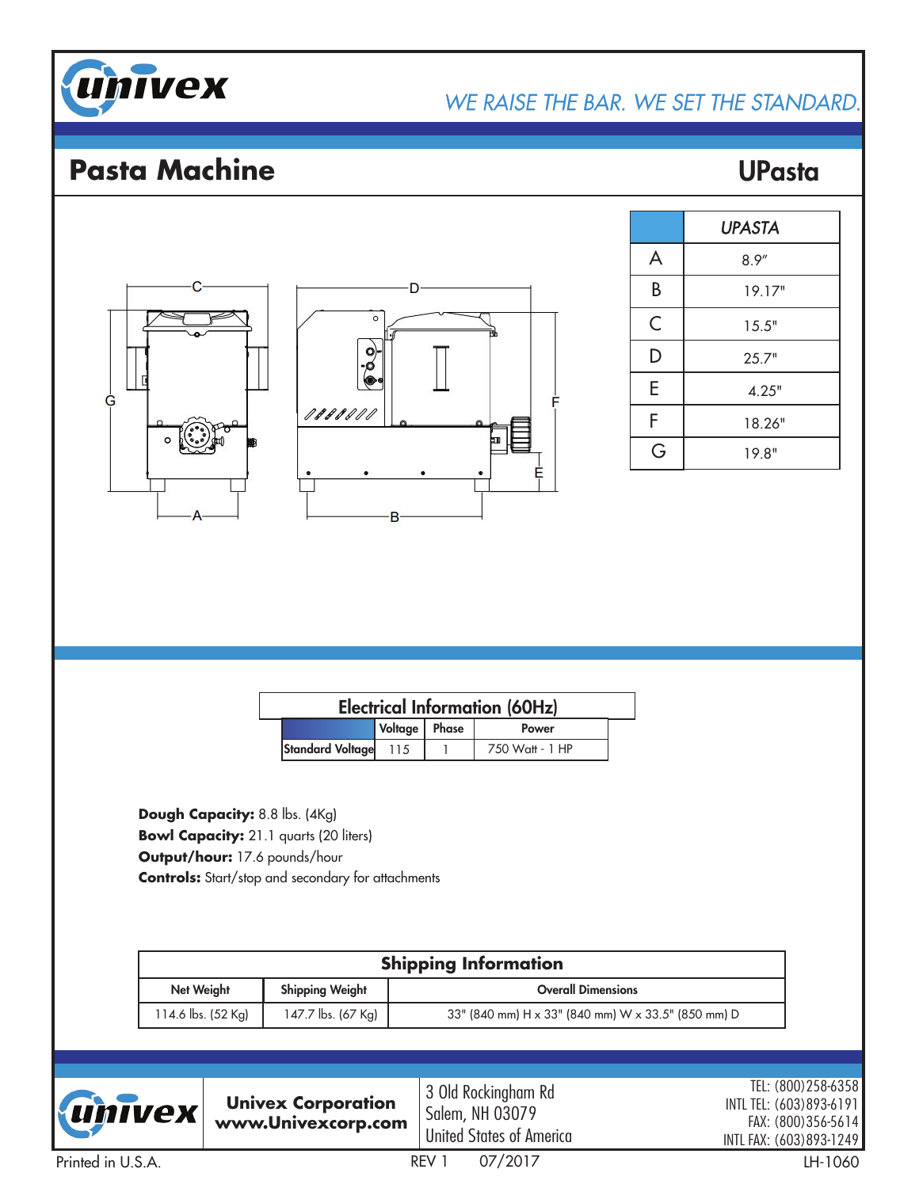WE RAISE THE BAR. WE SET THE STANDARD.

# Pasta Machine

## UPasta

C D G F E A B

| | *UPASTA* |
|---|---|
| A | 8.9″ |
| B | 19.17" |
| C | 15.5" |
| D | 25.7" |
| E | 4.25" |
| F | 18.26" |
| G | 19.8" |

**Electrical Information (60Hz)**

| | Voltage | Phase | Power |
|---|---|---|---|
| Standard Voltage | 115 | 1 | 750 Watt - 1 HP |

**Dough Capacity:** 8.8 lbs. (4Kg)
**Bowl Capacity:** 21.1 quarts (20 liters)
**Output/hour:** 17.6 pounds/hour
**Controls:** Start/stop and secondary for attachments

**Shipping Information**

| Net Weight | Shipping Weight | Overall Dimensions |
|---|---|---|
| 114.6 lbs. (52 Kg) | 147.7 lbs. (67 Kg) | 33" (840 mm) H x 33" (840 mm) W x 33.5" (850 mm) D |

**Univex Corporation**
**www.Univexcorp.com**

3 Old Rockingham Rd
Salem, NH 03079
United States of America

TEL: (800)258-6358
INTL TEL: (603)893-6191
FAX: (800)356-5614
INTL FAX: (603)893-1249

Printed in U.S.A. REV 1 07/2017 LH-1060